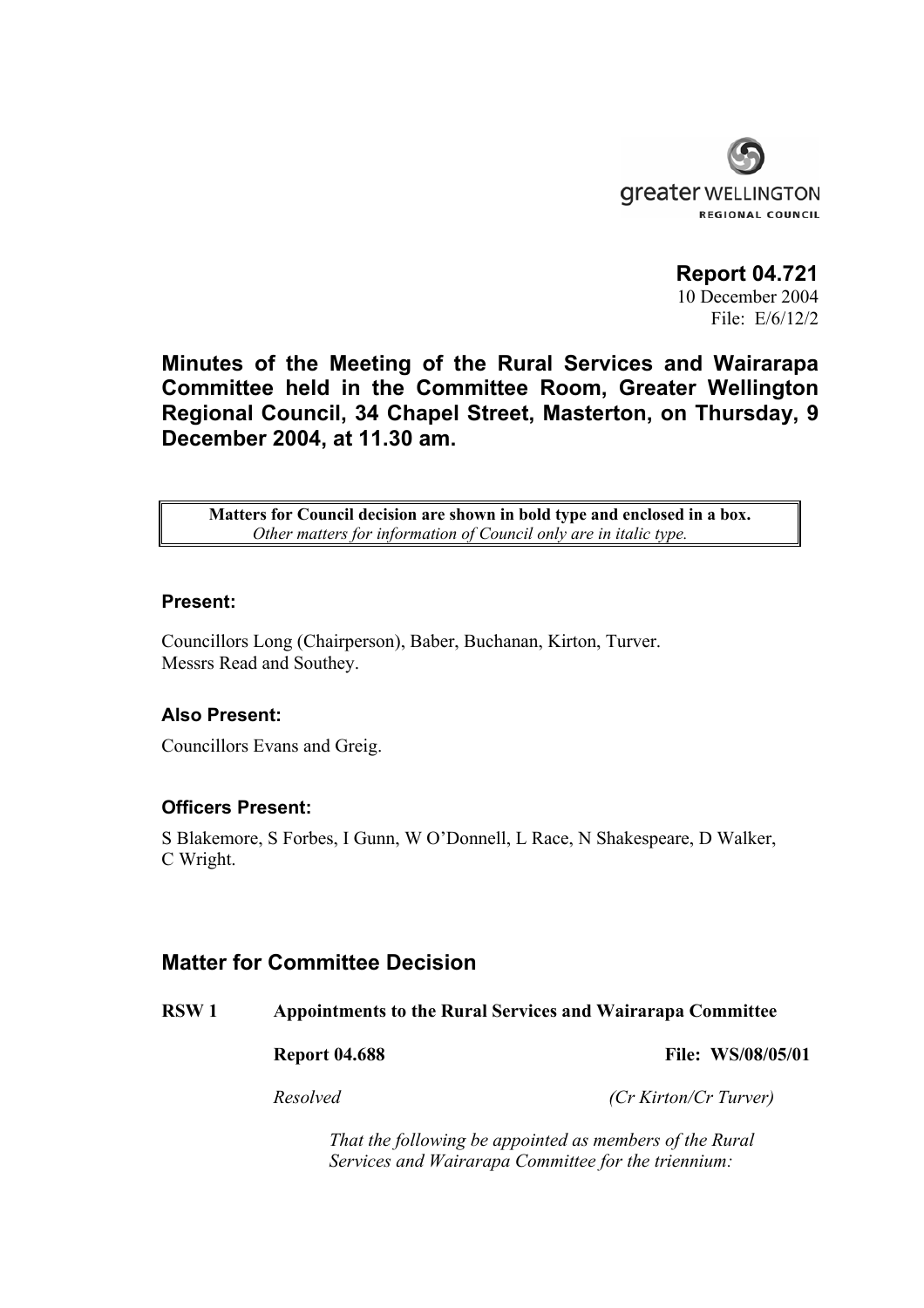greater WELLINGTON
REGIONAL COUNCIL

**Report 04.721**
10 December 2004
File: E/6/12/2

# Minutes of the Meeting of the Rural Services and Wairarapa Committee held in the Committee Room, Greater Wellington Regional Council, 34 Chapel Street, Masterton, on Thursday, 9 December 2004, at 11.30 am.

| **Matters for Council decision are shown in bold type and enclosed in a box.** *Other matters for information of Council only are in italic type.* |
|---|

### Present:

Councillors Long (Chairperson), Baber, Buchanan, Kirton, Turver.
Messrs Read and Southey.

### Also Present:

Councillors Evans and Greig.

### Officers Present:

S Blakemore, S Forbes, I Gunn, W O'Donnell, L Race, N Shakespeare, D Walker, C Wright.

## Matter for Committee Decision

**RSW 1 Appointments to the Rural Services and Wairarapa Committee**

**Report 04.688** **File: WS/08/05/01**

*Resolved* *(Cr Kirton/Cr Turver)*

*That the following be appointed as members of the Rural Services and Wairarapa Committee for the triennium:*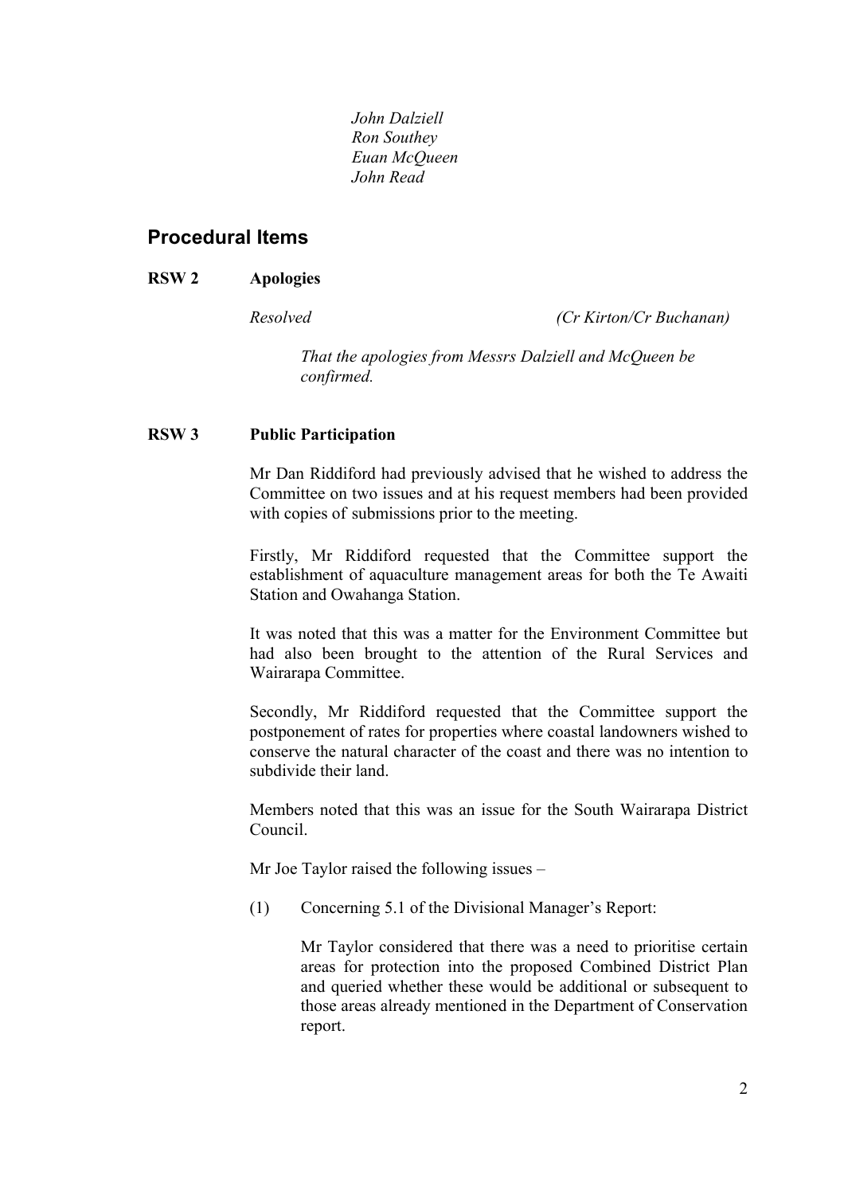*John Dalziell*
*Ron Southey*
*Euan McQueen*
*John Read*

## Procedural Items

**RSW 2 Apologies**

*Resolved* *(Cr Kirton/Cr Buchanan)*

*That the apologies from Messrs Dalziell and McQueen be confirmed.*

**RSW 3 Public Participation**

Mr Dan Riddiford had previously advised that he wished to address the Committee on two issues and at his request members had been provided with copies of submissions prior to the meeting.

Firstly, Mr Riddiford requested that the Committee support the establishment of aquaculture management areas for both the Te Awaiti Station and Owahanga Station.

It was noted that this was a matter for the Environment Committee but had also been brought to the attention of the Rural Services and Wairarapa Committee.

Secondly, Mr Riddiford requested that the Committee support the postponement of rates for properties where coastal landowners wished to conserve the natural character of the coast and there was no intention to subdivide their land.

Members noted that this was an issue for the South Wairarapa District Council.

Mr Joe Taylor raised the following issues –

(1) Concerning 5.1 of the Divisional Manager's Report:

Mr Taylor considered that there was a need to prioritise certain areas for protection into the proposed Combined District Plan and queried whether these would be additional or subsequent to those areas already mentioned in the Department of Conservation report.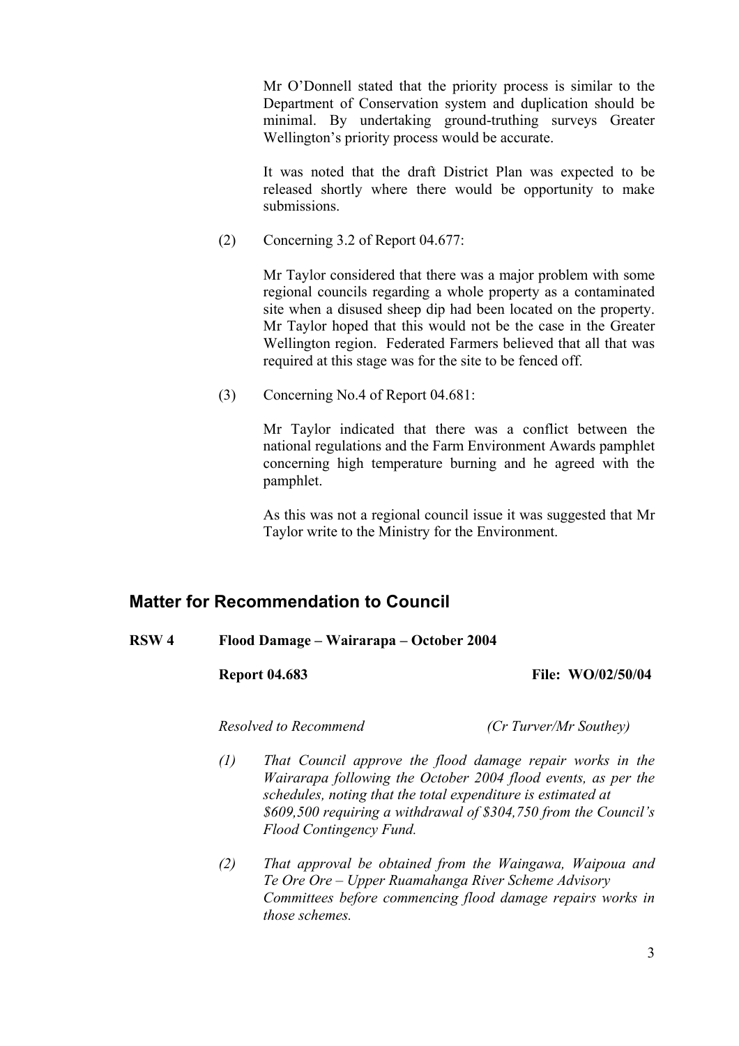Mr O'Donnell stated that the priority process is similar to the Department of Conservation system and duplication should be minimal. By undertaking ground-truthing surveys Greater Wellington's priority process would be accurate.

It was noted that the draft District Plan was expected to be released shortly where there would be opportunity to make submissions.

(2) Concerning 3.2 of Report 04.677:

Mr Taylor considered that there was a major problem with some regional councils regarding a whole property as a contaminated site when a disused sheep dip had been located on the property. Mr Taylor hoped that this would not be the case in the Greater Wellington region. Federated Farmers believed that all that was required at this stage was for the site to be fenced off.

(3) Concerning No.4 of Report 04.681:

Mr Taylor indicated that there was a conflict between the national regulations and the Farm Environment Awards pamphlet concerning high temperature burning and he agreed with the pamphlet.

As this was not a regional council issue it was suggested that Mr Taylor write to the Ministry for the Environment.

## Matter for Recommendation to Council

**RSW 4 Flood Damage – Wairarapa – October 2004**

**Report 04.683** **File: WO/02/50/04**

*Resolved to Recommend* *(Cr Turver/Mr Southey)*

*(1) That Council approve the flood damage repair works in the Wairarapa following the October 2004 flood events, as per the schedules, noting that the total expenditure is estimated at $609,500 requiring a withdrawal of $304,750 from the Council's Flood Contingency Fund.*

*(2) That approval be obtained from the Waingawa, Waipoua and Te Ore Ore – Upper Ruamahanga River Scheme Advisory Committees before commencing flood damage repairs works in those schemes.*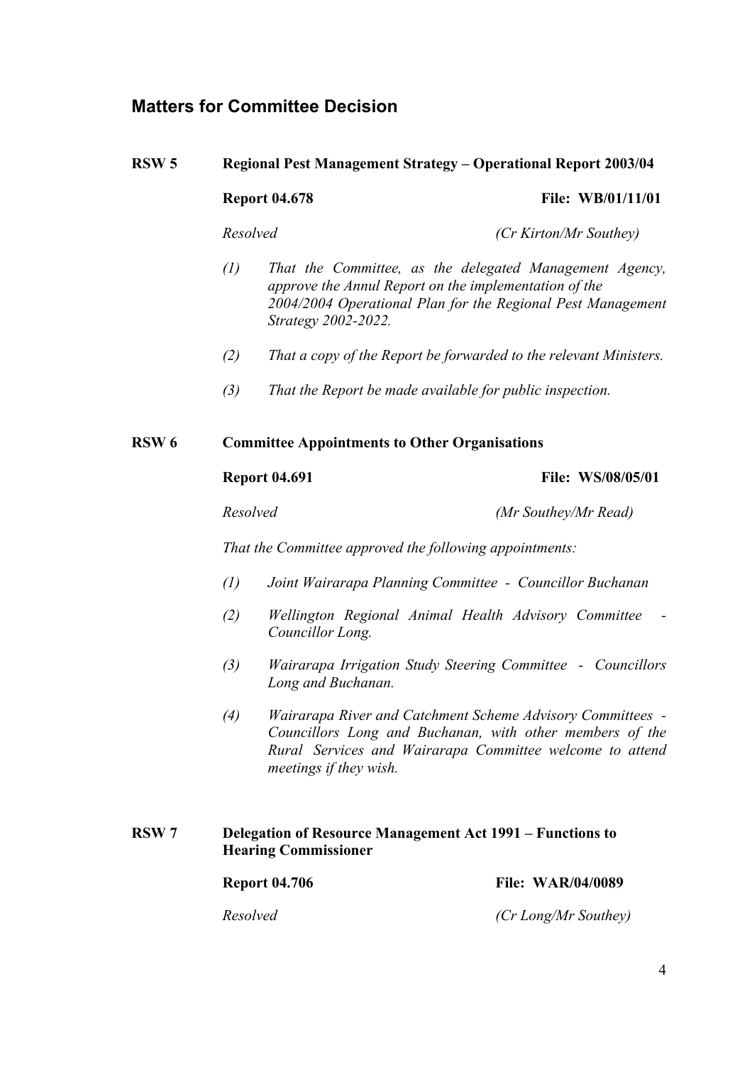## Matters for Committee Decision

**RSW 5 Regional Pest Management Strategy – Operational Report 2003/04**

**Report 04.678** **File: WB/01/11/01**

*Resolved* *(Cr Kirton/Mr Southey)*

*(1) That the Committee, as the delegated Management Agency, approve the Annul Report on the implementation of the 2004/2004 Operational Plan for the Regional Pest Management Strategy 2002-2022.*

*(2) That a copy of the Report be forwarded to the relevant Ministers.*

*(3) That the Report be made available for public inspection.*

**RSW 6 Committee Appointments to Other Organisations**

**Report 04.691** **File: WS/08/05/01**

*Resolved* *(Mr Southey/Mr Read)*

*That the Committee approved the following appointments:*

*(1) Joint Wairarapa Planning Committee - Councillor Buchanan*

*(2) Wellington Regional Animal Health Advisory Committee - Councillor Long.*

*(3) Wairarapa Irrigation Study Steering Committee - Councillors Long and Buchanan.*

*(4) Wairarapa River and Catchment Scheme Advisory Committees - Councillors Long and Buchanan, with other members of the Rural Services and Wairarapa Committee welcome to attend meetings if they wish.*

**RSW 7 Delegation of Resource Management Act 1991 – Functions to Hearing Commissioner**

**Report 04.706** **File: WAR/04/0089**

*Resolved* *(Cr Long/Mr Southey)*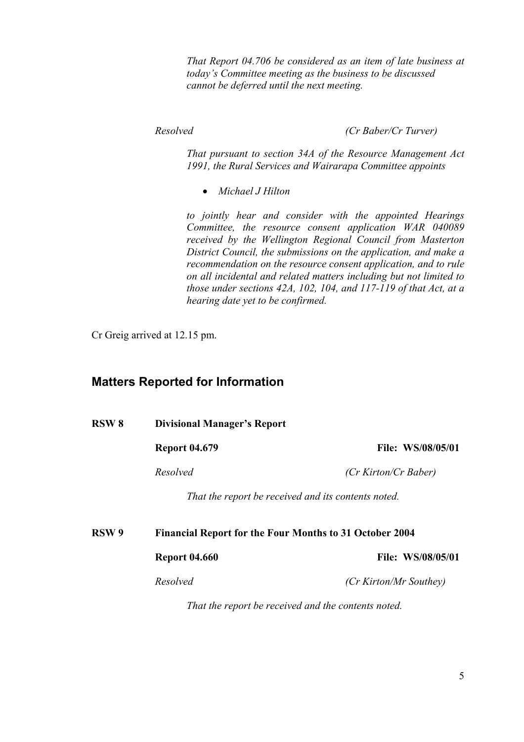*That Report 04.706 be considered as an item of late business at today's Committee meeting as the business to be discussed cannot be deferred until the next meeting.*

*Resolved* *(Cr Baber/Cr Turver)*

*That pursuant to section 34A of the Resource Management Act 1991, the Rural Services and Wairarapa Committee appoints*

- *Michael J Hilton*

*to jointly hear and consider with the appointed Hearings Committee, the resource consent application WAR 040089 received by the Wellington Regional Council from Masterton District Council, the submissions on the application, and make a recommendation on the resource consent application, and to rule on all incidental and related matters including but not limited to those under sections 42A, 102, 104, and 117-119 of that Act, at a hearing date yet to be confirmed.*

Cr Greig arrived at 12.15 pm.

## Matters Reported for Information

**RSW 8 Divisional Manager's Report**

**Report 04.679** **File: WS/08/05/01**

*Resolved* *(Cr Kirton/Cr Baber)*

*That the report be received and its contents noted.*

**RSW 9 Financial Report for the Four Months to 31 October 2004**

**Report 04.660** **File: WS/08/05/01**

*Resolved* *(Cr Kirton/Mr Southey)*

*That the report be received and the contents noted.*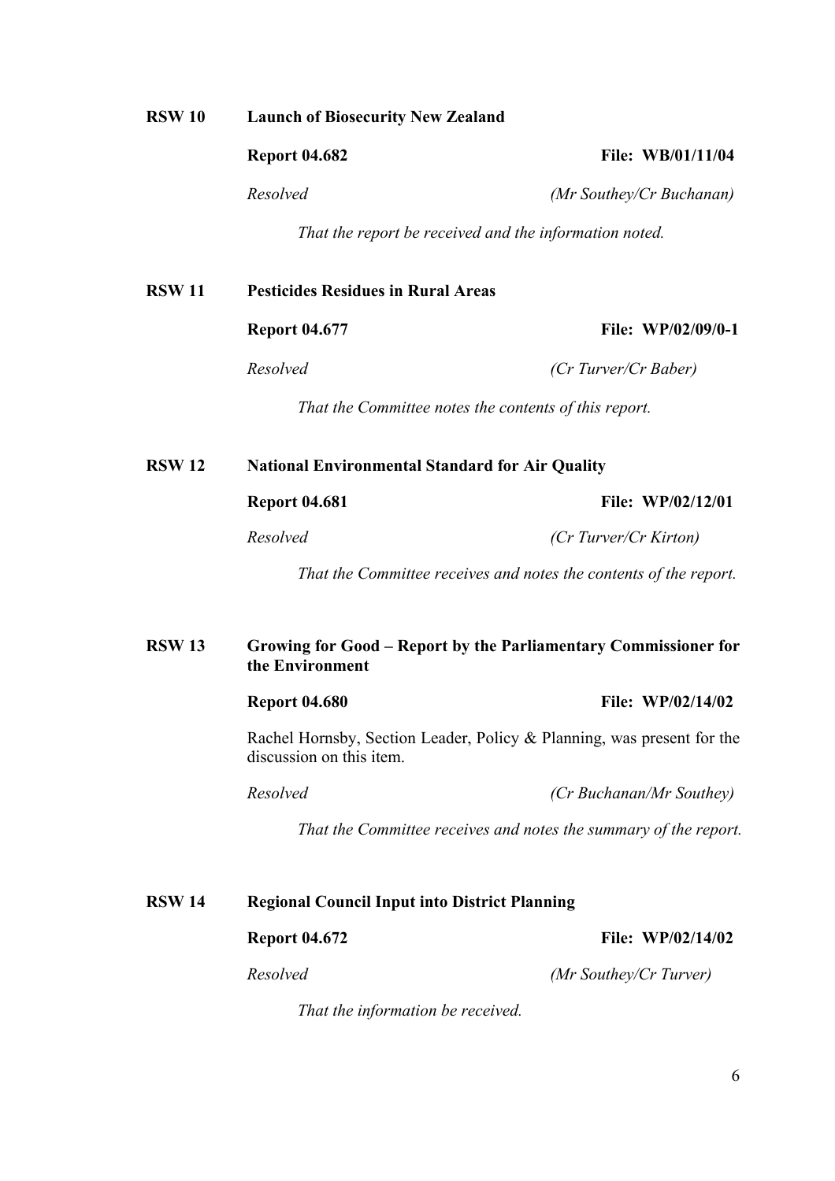## RSW 10 Launch of Biosecurity New Zealand

**Report 04.682** **File: WB/01/11/04**

*Resolved* *(Mr Southey/Cr Buchanan)*

*That the report be received and the information noted.*

## RSW 11 Pesticides Residues in Rural Areas

**Report 04.677** **File: WP/02/09/0-1**

*Resolved* *(Cr Turver/Cr Baber)*

*That the Committee notes the contents of this report.*

## RSW 12 National Environmental Standard for Air Quality

**Report 04.681** **File: WP/02/12/01**

*Resolved* *(Cr Turver/Cr Kirton)*

*That the Committee receives and notes the contents of the report.*

## RSW 13 Growing for Good – Report by the Parliamentary Commissioner for the Environment

**Report 04.680** **File: WP/02/14/02**

Rachel Hornsby, Section Leader, Policy & Planning, was present for the discussion on this item.

*Resolved* *(Cr Buchanan/Mr Southey)*

*That the Committee receives and notes the summary of the report.*

## RSW 14 Regional Council Input into District Planning

**Report 04.672** **File: WP/02/14/02**

*Resolved* *(Mr Southey/Cr Turver)*

*That the information be received.*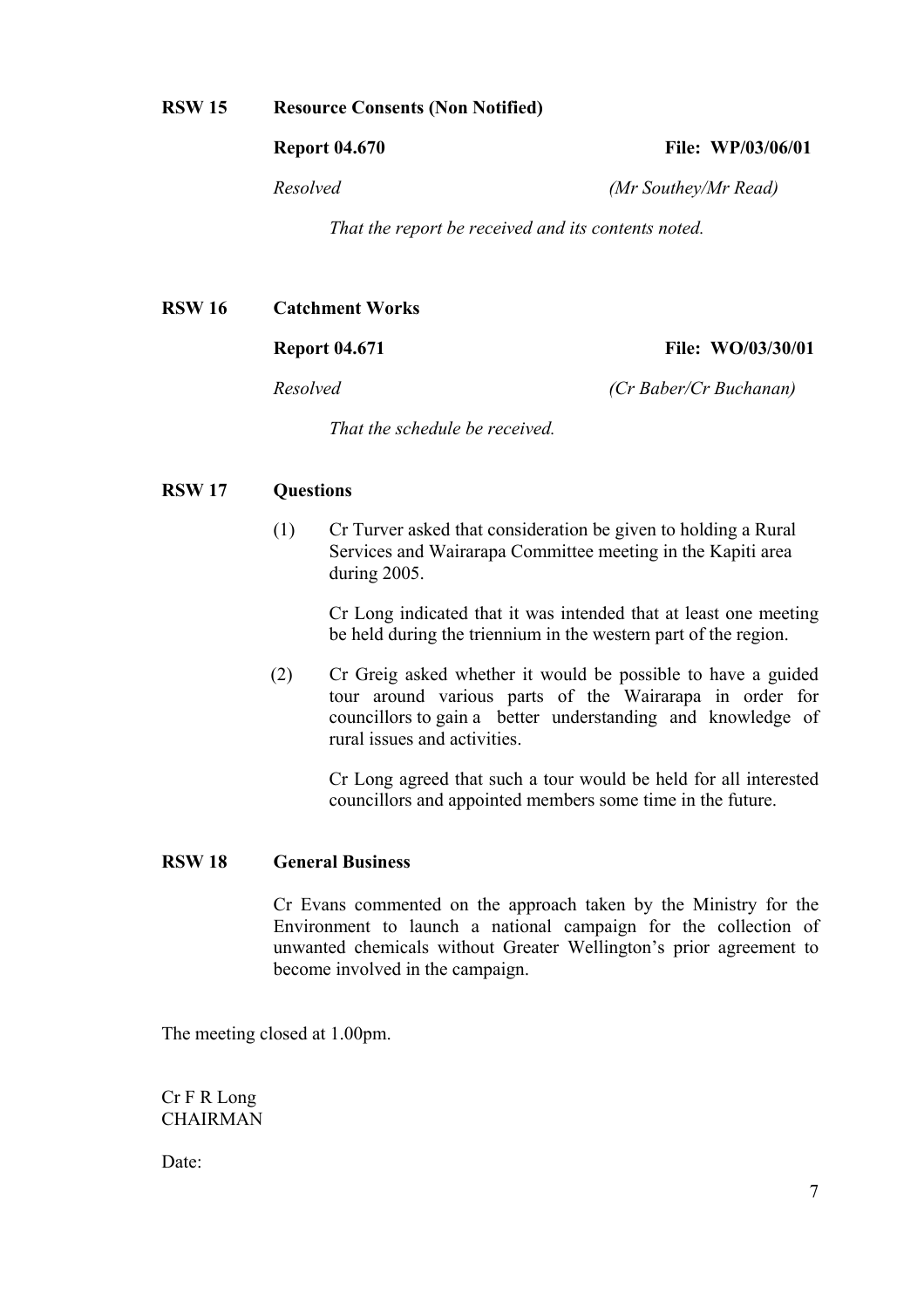## RSW 15 Resource Consents (Non Notified)

**Report 04.670** **File: WP/03/06/01**

*Resolved* *(Mr Southey/Mr Read)*

*That the report be received and its contents noted.*

## RSW 16 Catchment Works

**Report 04.671** **File: WO/03/30/01**

*Resolved* *(Cr Baber/Cr Buchanan)*

*That the schedule be received.*

## RSW 17 Questions

(1) Cr Turver asked that consideration be given to holding a Rural Services and Wairarapa Committee meeting in the Kapiti area during 2005.

Cr Long indicated that it was intended that at least one meeting be held during the triennium in the western part of the region.

(2) Cr Greig asked whether it would be possible to have a guided tour around various parts of the Wairarapa in order for councillors to gain a better understanding and knowledge of rural issues and activities.

Cr Long agreed that such a tour would be held for all interested councillors and appointed members some time in the future.

## RSW 18 General Business

Cr Evans commented on the approach taken by the Ministry for the Environment to launch a national campaign for the collection of unwanted chemicals without Greater Wellington's prior agreement to become involved in the campaign.

The meeting closed at 1.00pm.

Cr F R Long
CHAIRMAN

Date: